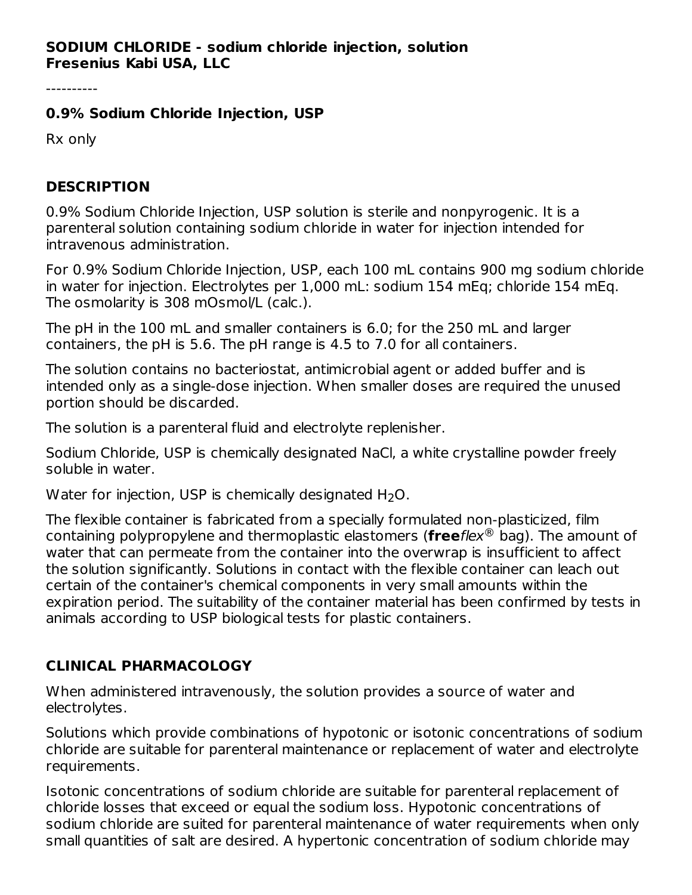**SODIUM CHLORIDE - sodium chloride injection, solution**
**Fresenius Kabi USA, LLC**

----------

## 0.9% Sodium Chloride Injection, USP

Rx only

## DESCRIPTION

0.9% Sodium Chloride Injection, USP solution is sterile and nonpyrogenic. It is a parenteral solution containing sodium chloride in water for injection intended for intravenous administration.

For 0.9% Sodium Chloride Injection, USP, each 100 mL contains 900 mg sodium chloride in water for injection. Electrolytes per 1,000 mL: sodium 154 mEq; chloride 154 mEq. The osmolarity is 308 mOsmol/L (calc.).

The pH in the 100 mL and smaller containers is 6.0; for the 250 mL and larger containers, the pH is 5.6. The pH range is 4.5 to 7.0 for all containers.

The solution contains no bacteriostat, antimicrobial agent or added buffer and is intended only as a single-dose injection. When smaller doses are required the unused portion should be discarded.

The solution is a parenteral fluid and electrolyte replenisher.

Sodium Chloride, USP is chemically designated NaCl, a white crystalline powder freely soluble in water.

Water for injection, USP is chemically designated $H_2O$.

The flexible container is fabricated from a specially formulated non-plasticized, film containing polypropylene and thermoplastic elastomers (**free***flex*® bag). The amount of water that can permeate from the container into the overwrap is insufficient to affect the solution significantly. Solutions in contact with the flexible container can leach out certain of the container's chemical components in very small amounts within the expiration period. The suitability of the container material has been confirmed by tests in animals according to USP biological tests for plastic containers.

## CLINICAL PHARMACOLOGY

When administered intravenously, the solution provides a source of water and electrolytes.

Solutions which provide combinations of hypotonic or isotonic concentrations of sodium chloride are suitable for parenteral maintenance or replacement of water and electrolyte requirements.

Isotonic concentrations of sodium chloride are suitable for parenteral replacement of chloride losses that exceed or equal the sodium loss. Hypotonic concentrations of sodium chloride are suited for parenteral maintenance of water requirements when only small quantities of salt are desired. A hypertonic concentration of sodium chloride may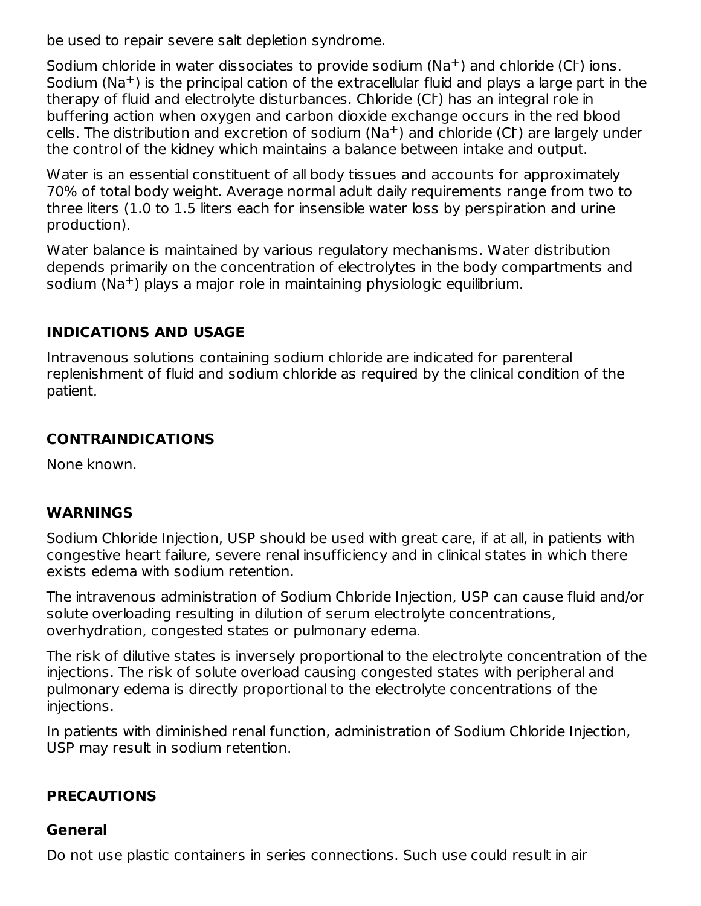be used to repair severe salt depletion syndrome.

Sodium chloride in water dissociates to provide sodium ($Na^+$) and chloride ($Cl^-$) ions. Sodium ($Na^+$) is the principal cation of the extracellular fluid and plays a large part in the therapy of fluid and electrolyte disturbances. Chloride ($Cl^-$) has an integral role in buffering action when oxygen and carbon dioxide exchange occurs in the red blood cells. The distribution and excretion of sodium ($Na^+$) and chloride ($Cl^-$) are largely under the control of the kidney which maintains a balance between intake and output.

Water is an essential constituent of all body tissues and accounts for approximately 70% of total body weight. Average normal adult daily requirements range from two to three liters (1.0 to 1.5 liters each for insensible water loss by perspiration and urine production).

Water balance is maintained by various regulatory mechanisms. Water distribution depends primarily on the concentration of electrolytes in the body compartments and sodium ($Na^+$) plays a major role in maintaining physiologic equilibrium.

## INDICATIONS AND USAGE

Intravenous solutions containing sodium chloride are indicated for parenteral replenishment of fluid and sodium chloride as required by the clinical condition of the patient.

## CONTRAINDICATIONS

None known.

## WARNINGS

Sodium Chloride Injection, USP should be used with great care, if at all, in patients with congestive heart failure, severe renal insufficiency and in clinical states in which there exists edema with sodium retention.

The intravenous administration of Sodium Chloride Injection, USP can cause fluid and/or solute overloading resulting in dilution of serum electrolyte concentrations, overhydration, congested states or pulmonary edema.

The risk of dilutive states is inversely proportional to the electrolyte concentration of the injections. The risk of solute overload causing congested states with peripheral and pulmonary edema is directly proportional to the electrolyte concentrations of the injections.

In patients with diminished renal function, administration of Sodium Chloride Injection, USP may result in sodium retention.

## PRECAUTIONS

### General

Do not use plastic containers in series connections. Such use could result in air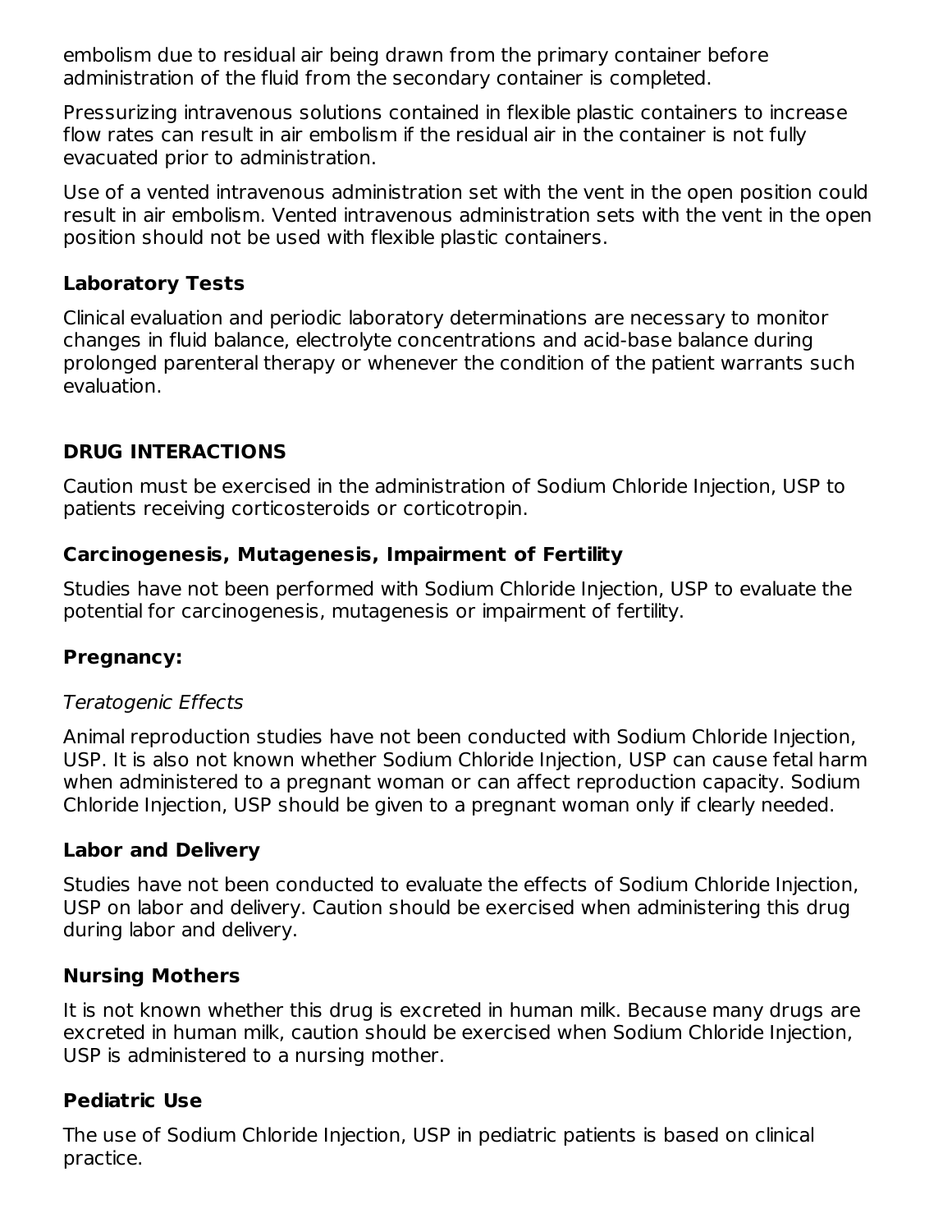embolism due to residual air being drawn from the primary container before administration of the fluid from the secondary container is completed.

Pressurizing intravenous solutions contained in flexible plastic containers to increase flow rates can result in air embolism if the residual air in the container is not fully evacuated prior to administration.

Use of a vented intravenous administration set with the vent in the open position could result in air embolism. Vented intravenous administration sets with the vent in the open position should not be used with flexible plastic containers.

### Laboratory Tests

Clinical evaluation and periodic laboratory determinations are necessary to monitor changes in fluid balance, electrolyte concentrations and acid-base balance during prolonged parenteral therapy or whenever the condition of the patient warrants such evaluation.

## DRUG INTERACTIONS

Caution must be exercised in the administration of Sodium Chloride Injection, USP to patients receiving corticosteroids or corticotropin.

### Carcinogenesis, Mutagenesis, Impairment of Fertility

Studies have not been performed with Sodium Chloride Injection, USP to evaluate the potential for carcinogenesis, mutagenesis or impairment of fertility.

### Pregnancy:

*Teratogenic Effects*

Animal reproduction studies have not been conducted with Sodium Chloride Injection, USP. It is also not known whether Sodium Chloride Injection, USP can cause fetal harm when administered to a pregnant woman or can affect reproduction capacity. Sodium Chloride Injection, USP should be given to a pregnant woman only if clearly needed.

### Labor and Delivery

Studies have not been conducted to evaluate the effects of Sodium Chloride Injection, USP on labor and delivery. Caution should be exercised when administering this drug during labor and delivery.

### Nursing Mothers

It is not known whether this drug is excreted in human milk. Because many drugs are excreted in human milk, caution should be exercised when Sodium Chloride Injection, USP is administered to a nursing mother.

### Pediatric Use

The use of Sodium Chloride Injection, USP in pediatric patients is based on clinical practice.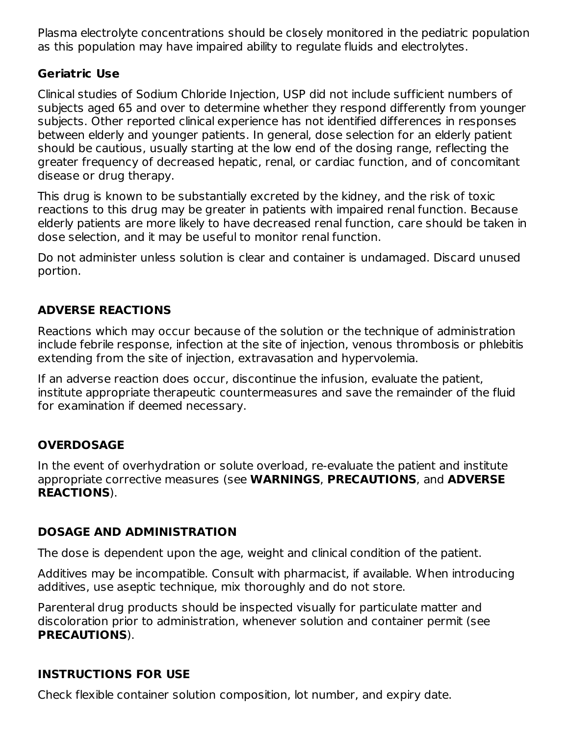Plasma electrolyte concentrations should be closely monitored in the pediatric population as this population may have impaired ability to regulate fluids and electrolytes.

### Geriatric Use

Clinical studies of Sodium Chloride Injection, USP did not include sufficient numbers of subjects aged 65 and over to determine whether they respond differently from younger subjects. Other reported clinical experience has not identified differences in responses between elderly and younger patients. In general, dose selection for an elderly patient should be cautious, usually starting at the low end of the dosing range, reflecting the greater frequency of decreased hepatic, renal, or cardiac function, and of concomitant disease or drug therapy.

This drug is known to be substantially excreted by the kidney, and the risk of toxic reactions to this drug may be greater in patients with impaired renal function. Because elderly patients are more likely to have decreased renal function, care should be taken in dose selection, and it may be useful to monitor renal function.

Do not administer unless solution is clear and container is undamaged. Discard unused portion.

## ADVERSE REACTIONS

Reactions which may occur because of the solution or the technique of administration include febrile response, infection at the site of injection, venous thrombosis or phlebitis extending from the site of injection, extravasation and hypervolemia.

If an adverse reaction does occur, discontinue the infusion, evaluate the patient, institute appropriate therapeutic countermeasures and save the remainder of the fluid for examination if deemed necessary.

## OVERDOSAGE

In the event of overhydration or solute overload, re-evaluate the patient and institute appropriate corrective measures (see **WARNINGS**, **PRECAUTIONS**, and **ADVERSE REACTIONS**).

## DOSAGE AND ADMINISTRATION

The dose is dependent upon the age, weight and clinical condition of the patient.

Additives may be incompatible. Consult with pharmacist, if available. When introducing additives, use aseptic technique, mix thoroughly and do not store.

Parenteral drug products should be inspected visually for particulate matter and discoloration prior to administration, whenever solution and container permit (see **PRECAUTIONS**).

## INSTRUCTIONS FOR USE

Check flexible container solution composition, lot number, and expiry date.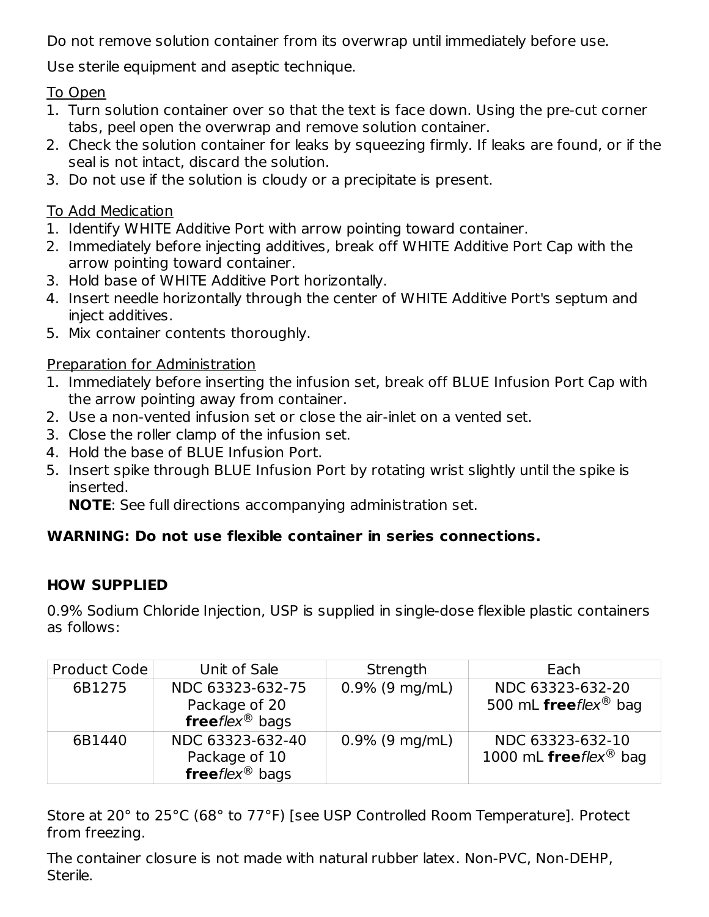Do not remove solution container from its overwrap until immediately before use.

Use sterile equipment and aseptic technique.

To Open

1. Turn solution container over so that the text is face down. Using the pre-cut corner tabs, peel open the overwrap and remove solution container.
2. Check the solution container for leaks by squeezing firmly. If leaks are found, or if the seal is not intact, discard the solution.
3. Do not use if the solution is cloudy or a precipitate is present.

To Add Medication

1. Identify WHITE Additive Port with arrow pointing toward container.
2. Immediately before injecting additives, break off WHITE Additive Port Cap with the arrow pointing toward container.
3. Hold base of WHITE Additive Port horizontally.
4. Insert needle horizontally through the center of WHITE Additive Port's septum and inject additives.
5. Mix container contents thoroughly.

Preparation for Administration

1. Immediately before inserting the infusion set, break off BLUE Infusion Port Cap with the arrow pointing away from container.
2. Use a non-vented infusion set or close the air-inlet on a vented set.
3. Close the roller clamp of the infusion set.
4. Hold the base of BLUE Infusion Port.
5. Insert spike through BLUE Infusion Port by rotating wrist slightly until the spike is inserted.
   **NOTE**: See full directions accompanying administration set.

**WARNING: Do not use flexible container in series connections.**

## HOW SUPPLIED

0.9% Sodium Chloride Injection, USP is supplied in single-dose flexible plastic containers as follows:

| Product Code | Unit of Sale | Strength | Each |
|---|---|---|---|
| 6B1275 | NDC 63323-632-75 Package of 20 **free***flex*® bags | 0.9% (9 mg/mL) | NDC 63323-632-20 500 mL **free***flex*® bag |
| 6B1440 | NDC 63323-632-40 Package of 10 **free***flex*® bags | 0.9% (9 mg/mL) | NDC 63323-632-10 1000 mL **free***flex*® bag |

Store at 20° to 25°C (68° to 77°F) [see USP Controlled Room Temperature]. Protect from freezing.

The container closure is not made with natural rubber latex. Non-PVC, Non-DEHP, Sterile.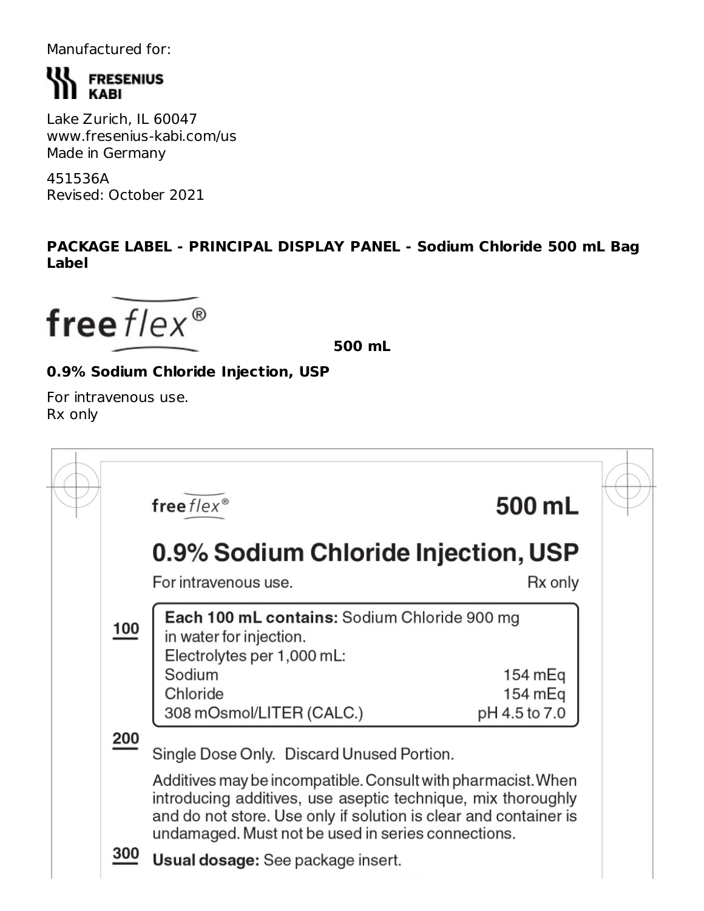Manufactured for:

**FRESENIUS KABI**

Lake Zurich, IL 60047
www.fresenius-kabi.com/us
Made in Germany

451536A
Revised: October 2021

**PACKAGE LABEL - PRINCIPAL DISPLAY PANEL - Sodium Chloride 500 mL Bag Label**

free*flex*®

**500 mL**

**0.9% Sodium Chloride Injection, USP**

For intravenous use.
Rx only

free*flex*®

**500 mL**

**0.9% Sodium Chloride Injection, USP**

For intravenous use.

Rx only

100

**Each 100 mL contains:** Sodium Chloride 900 mg in water for injection.
Electrolytes per 1,000 mL:

| | |
|---|---|
| Sodium | 154 mEq |
| Chloride | 154 mEq |
| 308 mOsmol/LITER (CALC.) | pH 4.5 to 7.0 |

200

Single Dose Only. Discard Unused Portion.

Additives may be incompatible. Consult with pharmacist. When introducing additives, use aseptic technique, mix thoroughly and do not store. Use only if solution is clear and container is undamaged. Must not be used in series connections.

300

**Usual dosage:** See package insert.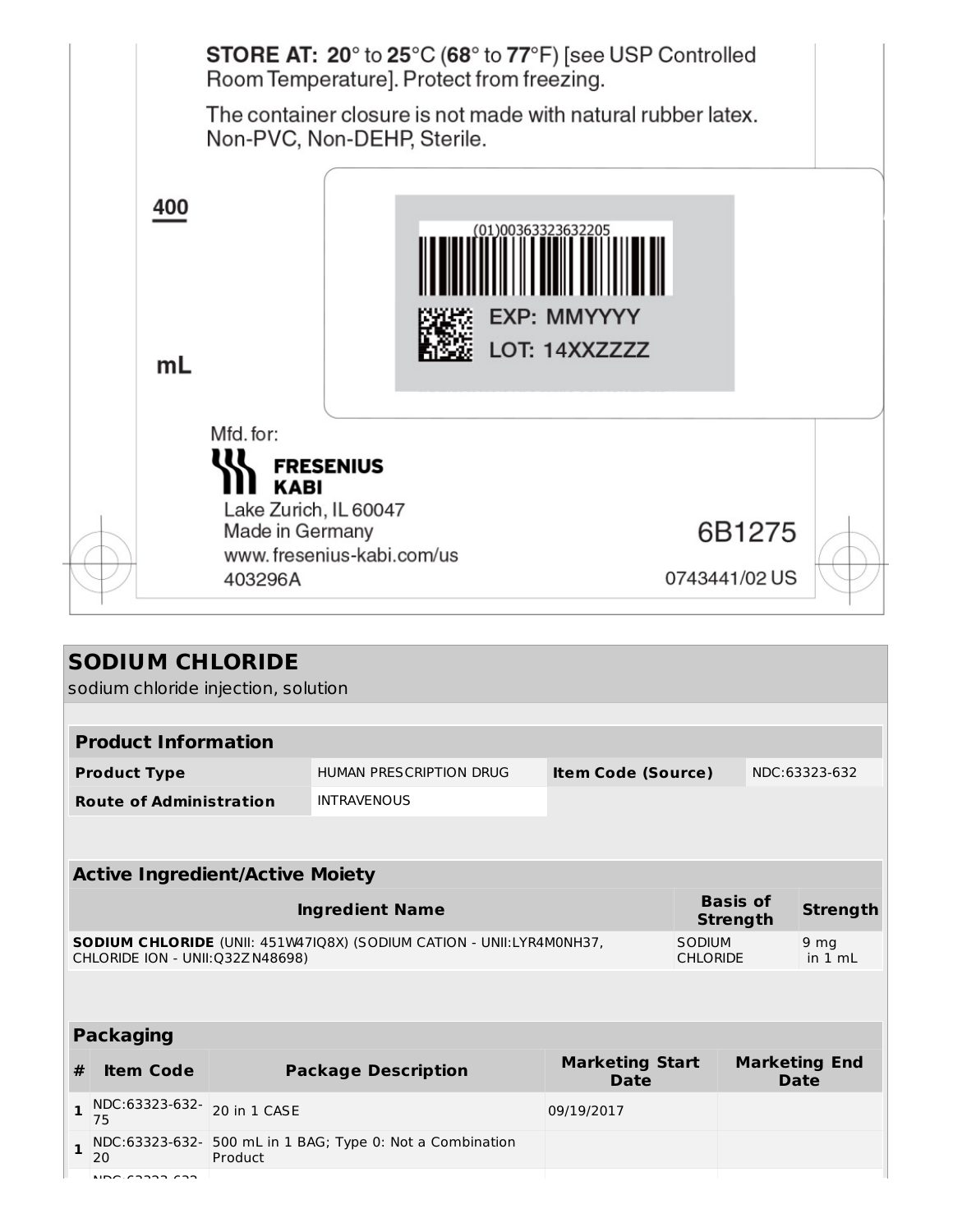**STORE AT:** **20**° to **25**°C (**68**° to **77**°F) [see USP Controlled Room Temperature]. Protect from freezing.

The container closure is not made with natural rubber latex. Non-PVC, Non-DEHP, Sterile.

400

mL

(01)00363323632205

EXP: MMYYYY

LOT: 14XXZZZZ

Mfd. for:

**FRESENIUS KABI**

Lake Zurich, IL 60047

Made in Germany

www.fresenius-kabi.com/us

403296A

6B1275

0743441/02 US

## SODIUM CHLORIDE

sodium chloride injection, solution

| Product Information | | | |
|---|---|---|---|
| **Product Type** | HUMAN PRESCRIPTION DRUG | **Item Code (Source)** | NDC:63323-632 |
| **Route of Administration** | INTRAVENOUS | | |

| Active Ingredient/Active Moiety | | |
|---|---|---|
| **Ingredient Name** | **Basis of Strength** | **Strength** |
| **SODIUM CHLORIDE** (UNII: 451W47IQ8X) (SODIUM CATION - UNII:LYR4M0NH37, CHLORIDE ION - UNII:Q32ZN48698) | SODIUM CHLORIDE | 9 mg in 1 mL |

| Packaging | | | | |
|---|---|---|---|---|
| **#** | **Item Code** | **Package Description** | **Marketing Start Date** | **Marketing End Date** |
| **1** | NDC:63323-632-75 | 20 in 1 CASE | 09/19/2017 | |
| **1** | NDC:63323-632-20 | 500 mL in 1 BAG; Type 0: Not a Combination Product | | |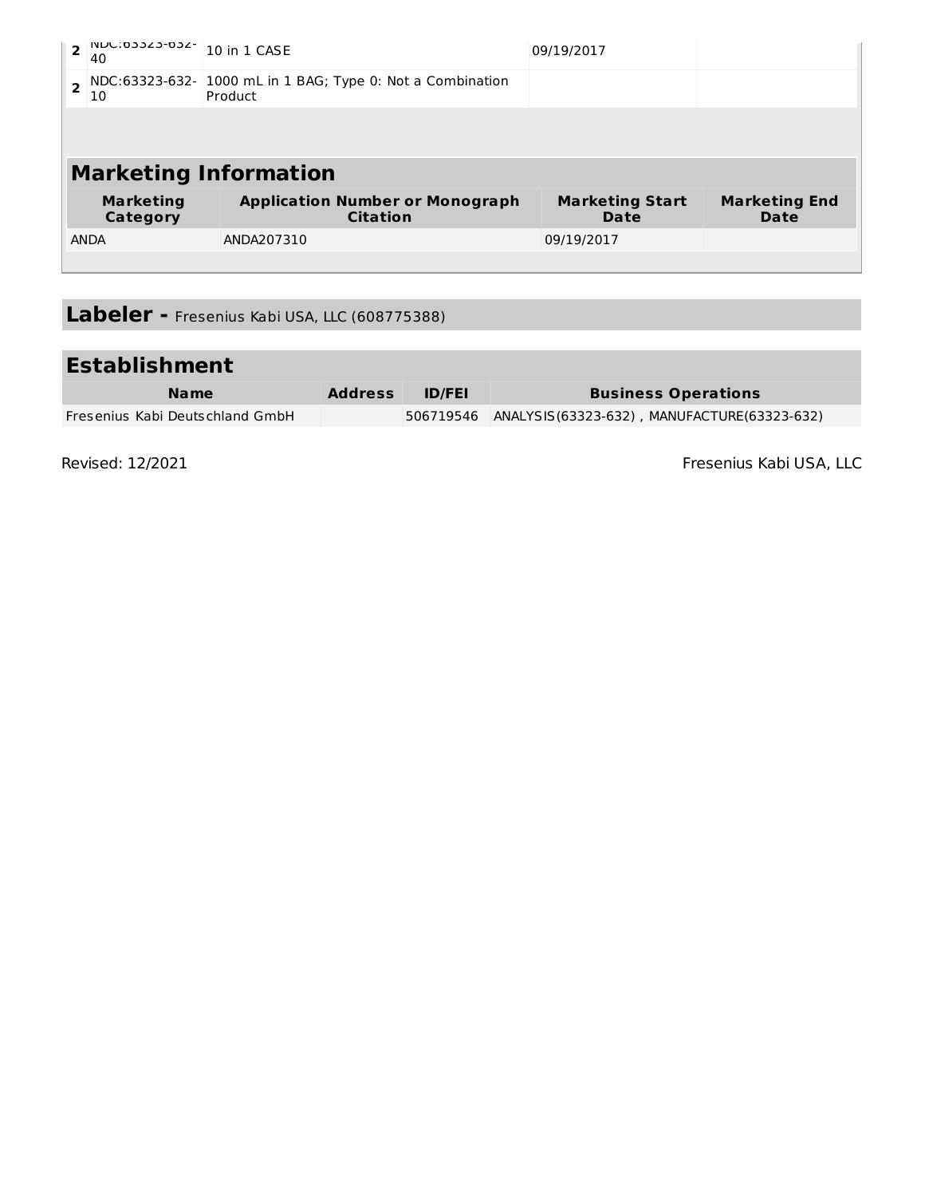| | | | | |
|---|---|---|---|---|
| 2 | NDC:63323-632-40 | 10 in 1 CASE | 09/19/2017 | |
| 2 | NDC:63323-632-10 | 1000 mL in 1 BAG; Type 0: Not a Combination Product | | |

## Marketing Information

| Marketing Category | Application Number or Monograph Citation | Marketing Start Date | Marketing End Date |
|---|---|---|---|
| ANDA | ANDA207310 | 09/19/2017 | |

## Labeler - Fresenius Kabi USA, LLC (608775388)

## Establishment

| Name | Address | ID/FEI | Business Operations |
|---|---|---|---|
| Fresenius Kabi Deutschland GmbH | | 506719546 | ANALYSIS(63323-632) , MANUFACTURE(63323-632) |

Revised: 12/2021

Fresenius Kabi USA, LLC